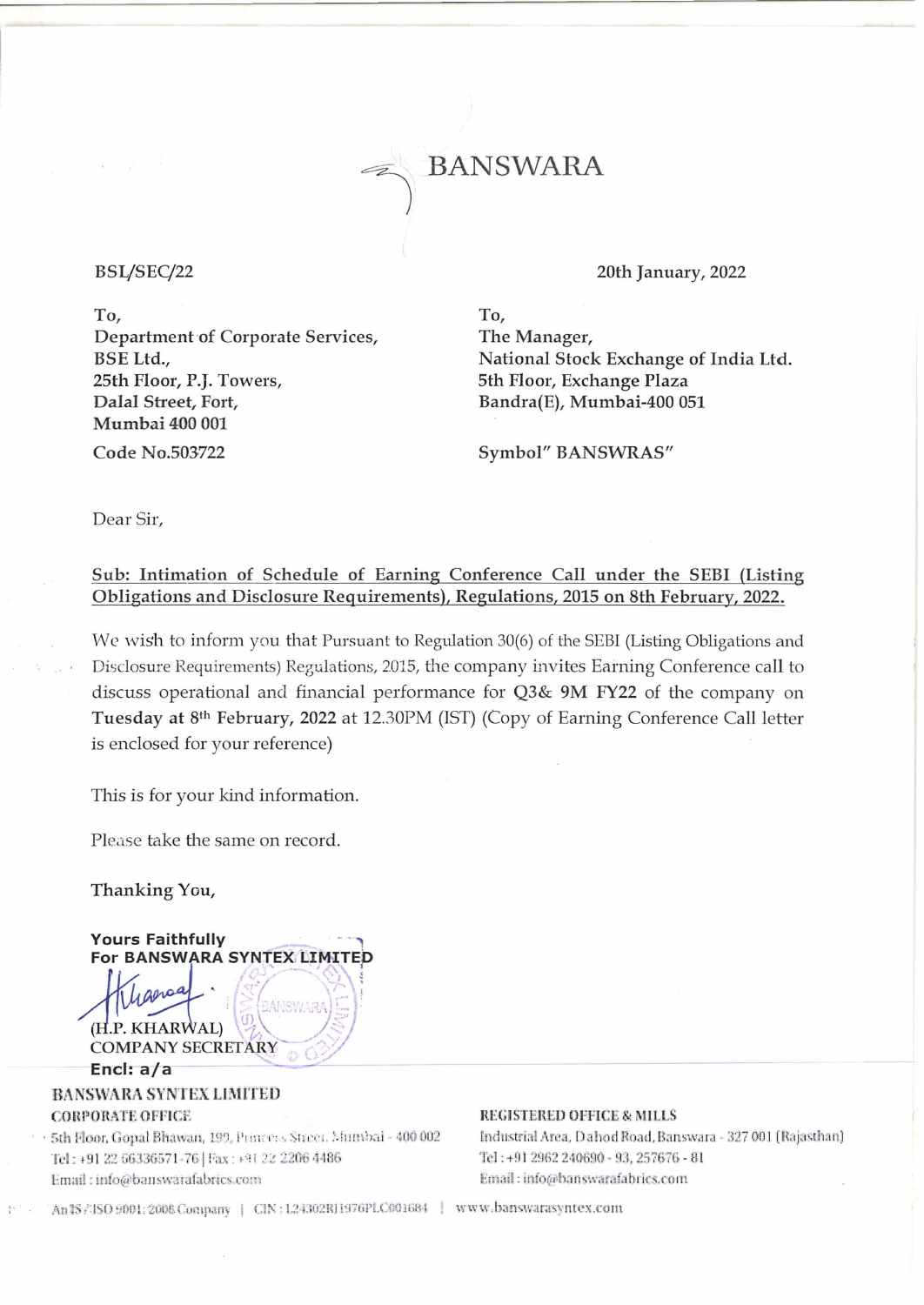BANSWARA

BSL/SEC/22

20th January, 2022

To,
Department of Corporate Services,
BSE Ltd.,
25th Floor, P.J. Towers,
Dalal Street, Fort,
**Mumbai 400 001**
Code No.503722

To,
The Manager,
National Stock Exchange of India Ltd.
5th Floor, Exchange Plaza
Bandra(E), Mumbai-400 051

Symbol" BANSWRAS"

Dear Sir,

**Sub: Intimation of Schedule of Earning Conference Call under the SEBI (Listing Obligations and Disclosure Requirements), Regulations, 2015 on 8th February, 2022.**

We wish to inform you that Pursuant to Regulation 30(6) of the SEBI (Listing Obligations and Disclosure Requirements) Regulations, 2015, the company invites Earning Conference call to discuss operational and financial performance for **Q3& 9M FY22** of the company on **Tuesday at 8th February, 2022** at 12.30PM (IST) (Copy of Earning Conference Call letter is enclosed for your reference)

This is for your kind information.

Please take the same on record.

**Thanking You,**

**Yours Faithfully**
**For BANSWARA SYNTEX LIMITED**

(H.P. KHARWAL)
COMPANY SECRETARY

**Encl: a/a**

**BANSWARA SYNTEX LIMITED**

**CORPORATE OFFICE**
5th Floor, Gopal Bhawan, 199, Princess Street, Mumbai - 400 002
Tel : +91 22 66336571-76 | Fax : +91 22 2206 4486
Email : info@banswarafabrics.com

**REGISTERED OFFICE & MILLS**
Industrial Area, Dahod Road, Banswara - 327 001 (Rajasthan)
Tel : +91 2962 240690 - 93, 257676 - 81
Email : info@banswarafabrics.com

An IS / ISO 9001 : 2008 Company | CIN : L24302RJ1976PLC001684 | www.banswarasyntex.com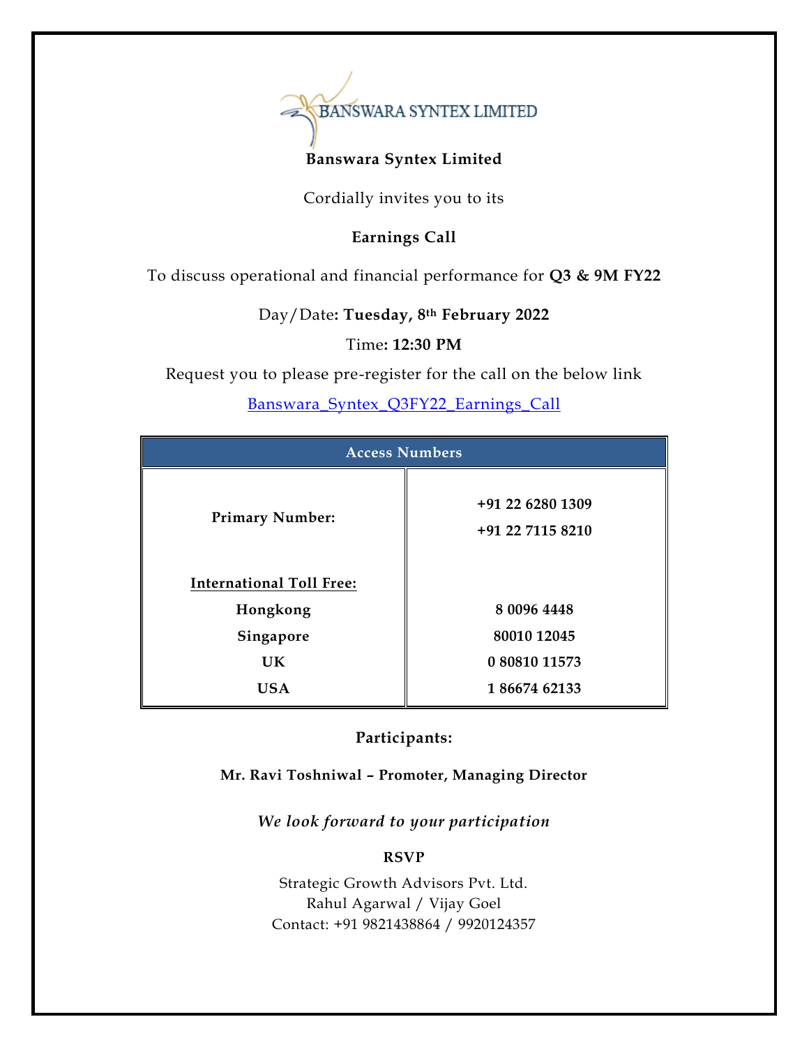BANSWARA SYNTEX LIMITED

**Banswara Syntex Limited**

Cordially invites you to its

**Earnings Call**

To discuss operational and financial performance for **Q3 & 9M FY22**

Day/Date**: Tuesday, 8th February 2022**

Time**: 12:30 PM**

Request you to please pre-register for the call on the below link

Banswara_Syntex_Q3FY22_Earnings_Call

| Access Numbers | |
|---|---|
| **Primary Number:** | **+91 22 6280 1309**<br>**+91 22 7115 8210** |
| **International Toll Free:** | |
| **Hongkong** | **8 0096 4448** |
| **Singapore** | **80010 12045** |
| **UK** | **0 80810 11573** |
| **USA** | **1 86674 62133** |

**Participants:**

**Mr. Ravi Toshniwal – Promoter, Managing Director**

***We look forward to your participation***

**RSVP**

Strategic Growth Advisors Pvt. Ltd.
Rahul Agarwal / Vijay Goel
Contact: +91 9821438864 / 9920124357